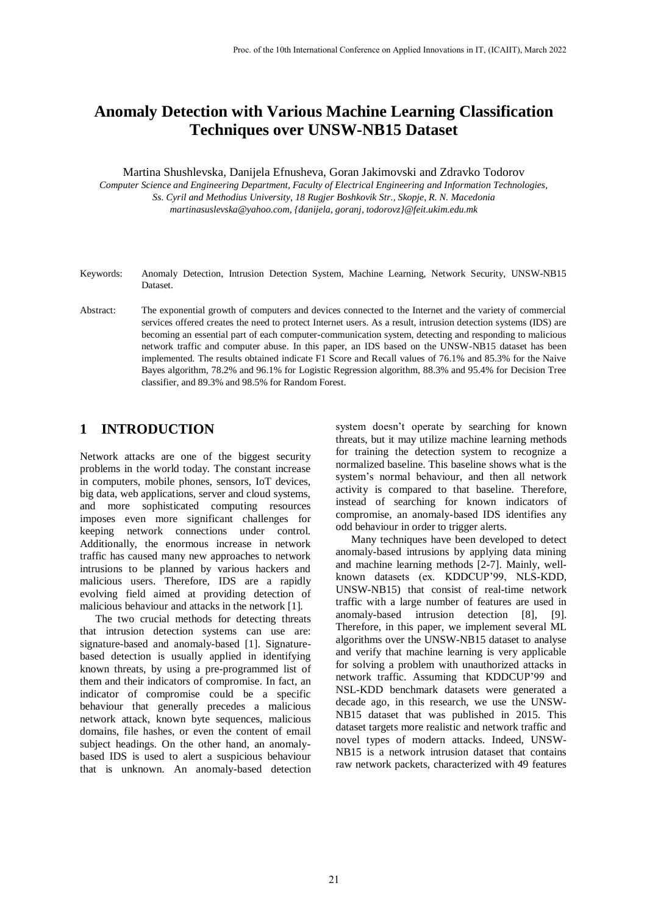# Anomaly Detection with Various Machine Learning Classification Techniques over UNSW-NB15 Dataset

Martina Shushlevska, Danijela Efnusheva, Goran Jakimovski and Zdravko Todorov

*Computer Science and Engineering Department, Faculty of Electrical Engineering and Information Technologies, Ss. Cyril and Methodius University, 18 Rugjer Boshkovik Str., Skopje, R. N. Macedonia*
*martinasuslevska@yahoo.com, {danijela, goranj, todorovz}@feit.ukim.edu.mk*

Keywords: Anomaly Detection, Intrusion Detection System, Machine Learning, Network Security, UNSW-NB15 Dataset.

Abstract: The exponential growth of computers and devices connected to the Internet and the variety of commercial services offered creates the need to protect Internet users. As a result, intrusion detection systems (IDS) are becoming an essential part of each computer-communication system, detecting and responding to malicious network traffic and computer abuse. In this paper, an IDS based on the UNSW-NB15 dataset has been implemented. The results obtained indicate F1 Score and Recall values of 76.1% and 85.3% for the Naive Bayes algorithm, 78.2% and 96.1% for Logistic Regression algorithm, 88.3% and 95.4% for Decision Tree classifier, and 89.3% and 98.5% for Random Forest.

## 1 INTRODUCTION

Network attacks are one of the biggest security problems in the world today. The constant increase in computers, mobile phones, sensors, IoT devices, big data, web applications, server and cloud systems, and more sophisticated computing resources imposes even more significant challenges for keeping network connections under control. Additionally, the enormous increase in network traffic has caused many new approaches to network intrusions to be planned by various hackers and malicious users. Therefore, IDS are a rapidly evolving field aimed at providing detection of malicious behaviour and attacks in the network [1].

The two crucial methods for detecting threats that intrusion detection systems can use are: signature-based and anomaly-based [1]. Signature-based detection is usually applied in identifying known threats, by using a pre-programmed list of them and their indicators of compromise. In fact, an indicator of compromise could be a specific behaviour that generally precedes a malicious network attack, known byte sequences, malicious domains, file hashes, or even the content of email subject headings. On the other hand, an anomaly-based IDS is used to alert a suspicious behaviour that is unknown. An anomaly-based detection system doesn't operate by searching for known threats, but it may utilize machine learning methods for training the detection system to recognize a normalized baseline. This baseline shows what is the system's normal behaviour, and then all network activity is compared to that baseline. Therefore, instead of searching for known indicators of compromise, an anomaly-based IDS identifies any odd behaviour in order to trigger alerts.

Many techniques have been developed to detect anomaly-based intrusions by applying data mining and machine learning methods [2-7]. Mainly, well-known datasets (ex. KDDCUP'99, NLS-KDD, UNSW-NB15) that consist of real-time network traffic with a large number of features are used in anomaly-based intrusion detection [8], [9]. Therefore, in this paper, we implement several ML algorithms over the UNSW-NB15 dataset to analyse and verify that machine learning is very applicable for solving a problem with unauthorized attacks in network traffic. Assuming that KDDCUP'99 and NSL-KDD benchmark datasets were generated a decade ago, in this research, we use the UNSW-NB15 dataset that was published in 2015. This dataset targets more realistic and network traffic and novel types of modern attacks. Indeed, UNSW-NB15 is a network intrusion dataset that contains raw network packets, characterized with 49 features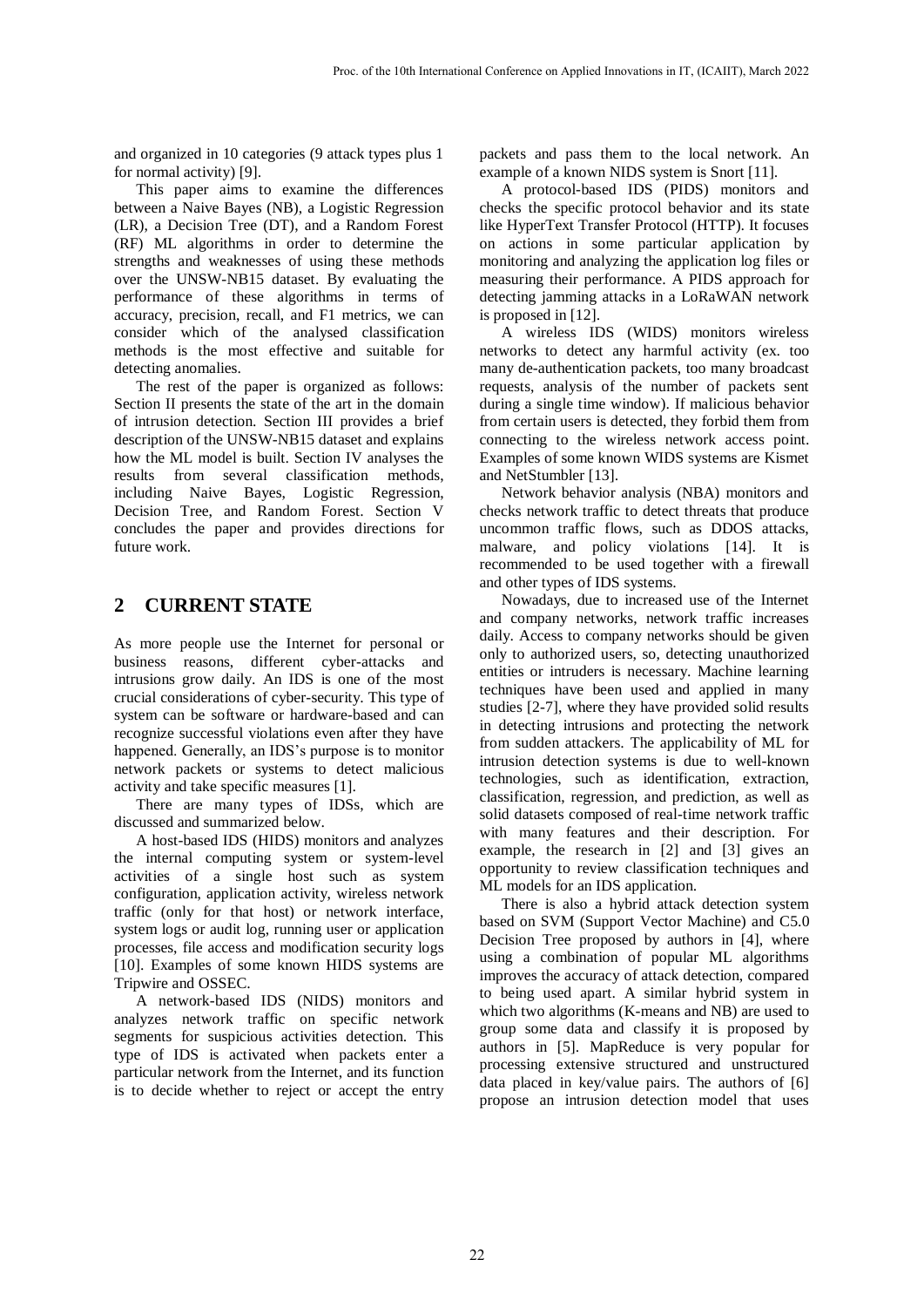and organized in 10 categories (9 attack types plus 1 for normal activity) [9].

This paper aims to examine the differences between a Naive Bayes (NB), a Logistic Regression (LR), a Decision Tree (DT), and a Random Forest (RF) ML algorithms in order to determine the strengths and weaknesses of using these methods over the UNSW-NB15 dataset. By evaluating the performance of these algorithms in terms of accuracy, precision, recall, and F1 metrics, we can consider which of the analysed classification methods is the most effective and suitable for detecting anomalies.

The rest of the paper is organized as follows: Section II presents the state of the art in the domain of intrusion detection. Section III provides a brief description of the UNSW-NB15 dataset and explains how the ML model is built. Section IV analyses the results from several classification methods, including Naive Bayes, Logistic Regression, Decision Tree, and Random Forest. Section V concludes the paper and provides directions for future work.

## 2 CURRENT STATE

As more people use the Internet for personal or business reasons, different cyber-attacks and intrusions grow daily. An IDS is one of the most crucial considerations of cyber-security. This type of system can be software or hardware-based and can recognize successful violations even after they have happened. Generally, an IDS's purpose is to monitor network packets or systems to detect malicious activity and take specific measures [1].

There are many types of IDSs, which are discussed and summarized below.

A host-based IDS (HIDS) monitors and analyzes the internal computing system or system-level activities of a single host such as system configuration, application activity, wireless network traffic (only for that host) or network interface, system logs or audit log, running user or application processes, file access and modification security logs [10]. Examples of some known HIDS systems are Tripwire and OSSEC.

A network-based IDS (NIDS) monitors and analyzes network traffic on specific network segments for suspicious activities detection. This type of IDS is activated when packets enter a particular network from the Internet, and its function is to decide whether to reject or accept the entry packets and pass them to the local network. An example of a known NIDS system is Snort [11].

A protocol-based IDS (PIDS) monitors and checks the specific protocol behavior and its state like HyperText Transfer Protocol (HTTP). It focuses on actions in some particular application by monitoring and analyzing the application log files or measuring their performance. A PIDS approach for detecting jamming attacks in a LoRaWAN network is proposed in [12].

A wireless IDS (WIDS) monitors wireless networks to detect any harmful activity (ex. too many de-authentication packets, too many broadcast requests, analysis of the number of packets sent during a single time window). If malicious behavior from certain users is detected, they forbid them from connecting to the wireless network access point. Examples of some known WIDS systems are Kismet and NetStumbler [13].

Network behavior analysis (NBA) monitors and checks network traffic to detect threats that produce uncommon traffic flows, such as DDOS attacks, malware, and policy violations [14]. It is recommended to be used together with a firewall and other types of IDS systems.

Nowadays, due to increased use of the Internet and company networks, network traffic increases daily. Access to company networks should be given only to authorized users, so, detecting unauthorized entities or intruders is necessary. Machine learning techniques have been used and applied in many studies [2-7], where they have provided solid results in detecting intrusions and protecting the network from sudden attackers. The applicability of ML for intrusion detection systems is due to well-known technologies, such as identification, extraction, classification, regression, and prediction, as well as solid datasets composed of real-time network traffic with many features and their description. For example, the research in [2] and [3] gives an opportunity to review classification techniques and ML models for an IDS application.

There is also a hybrid attack detection system based on SVM (Support Vector Machine) and C5.0 Decision Tree proposed by authors in [4], where using a combination of popular ML algorithms improves the accuracy of attack detection, compared to being used apart. A similar hybrid system in which two algorithms (K-means and NB) are used to group some data and classify it is proposed by authors in [5]. MapReduce is very popular for processing extensive structured and unstructured data placed in key/value pairs. The authors of [6] propose an intrusion detection model that uses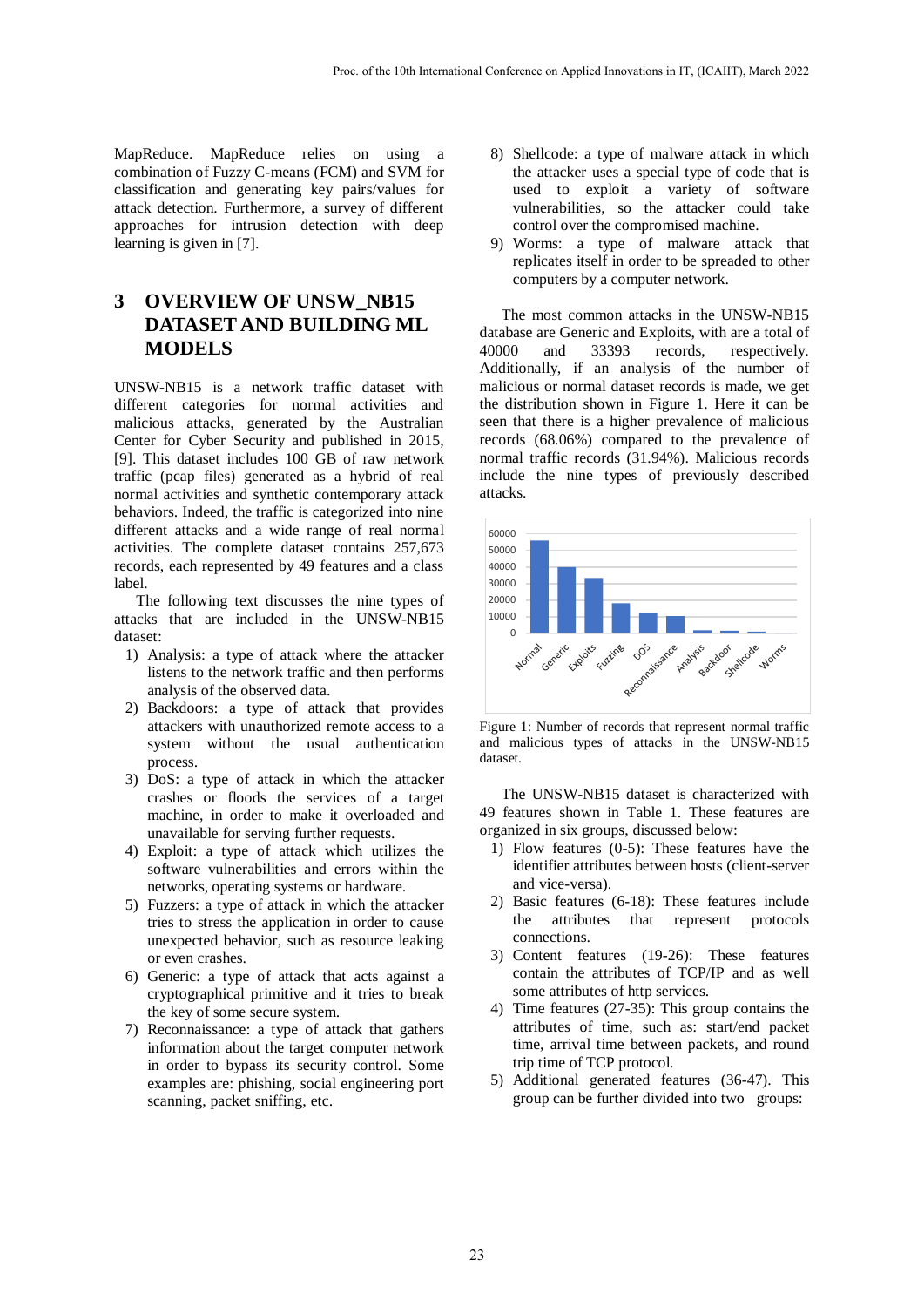MapReduce. MapReduce relies on using a combination of Fuzzy C-means (FCM) and SVM for classification and generating key pairs/values for attack detection. Furthermore, a survey of different approaches for intrusion detection with deep learning is given in [7].

# 3 OVERVIEW OF UNSW_NB15 DATASET AND BUILDING ML MODELS

UNSW-NB15 is a network traffic dataset with different categories for normal activities and malicious attacks, generated by the Australian Center for Cyber Security and published in 2015, [9]. This dataset includes 100 GB of raw network traffic (pcap files) generated as a hybrid of real normal activities and synthetic contemporary attack behaviors. Indeed, the traffic is categorized into nine different attacks and a wide range of real normal activities. The complete dataset contains 257,673 records, each represented by 49 features and a class label.

The following text discusses the nine types of attacks that are included in the UNSW-NB15 dataset:

1) Analysis: a type of attack where the attacker listens to the network traffic and then performs analysis of the observed data.
2) Backdoors: a type of attack that provides attackers with unauthorized remote access to a system without the usual authentication process.
3) DoS: a type of attack in which the attacker crashes or floods the services of a target machine, in order to make it overloaded and unavailable for serving further requests.
4) Exploit: a type of attack which utilizes the software vulnerabilities and errors within the networks, operating systems or hardware.
5) Fuzzers: a type of attack in which the attacker tries to stress the application in order to cause unexpected behavior, such as resource leaking or even crashes.
6) Generic: a type of attack that acts against a cryptographical primitive and it tries to break the key of some secure system.
7) Reconnaissance: a type of attack that gathers information about the target computer network in order to bypass its security control. Some examples are: phishing, social engineering port scanning, packet sniffing, etc.
8) Shellcode: a type of malware attack in which the attacker uses a special type of code that is used to exploit a variety of software vulnerabilities, so the attacker could take control over the compromised machine.
9) Worms: a type of malware attack that replicates itself in order to be spreaded to other computers by a computer network.

The most common attacks in the UNSW-NB15 database are Generic and Exploits, with are a total of 40000 and 33393 records, respectively. Additionally, if an analysis of the number of malicious or normal dataset records is made, we get the distribution shown in Figure 1. Here it can be seen that there is a higher prevalence of malicious records (68.06%) compared to the prevalence of normal traffic records (31.94%). Malicious records include the nine types of previously described attacks.

Figure 1: Number of records that represent normal traffic and malicious types of attacks in the UNSW-NB15 dataset.

The UNSW-NB15 dataset is characterized with 49 features shown in Table 1. These features are organized in six groups, discussed below:

1) Flow features (0-5): These features have the identifier attributes between hosts (client-server and vice-versa).
2) Basic features (6-18): These features include the attributes that represent protocols connections.
3) Content features (19-26): These features contain the attributes of TCP/IP and as well some attributes of http services.
4) Time features (27-35): This group contains the attributes of time, such as: start/end packet time, arrival time between packets, and round trip time of TCP protocol.
5) Additional generated features (36-47). This group can be further divided into two groups: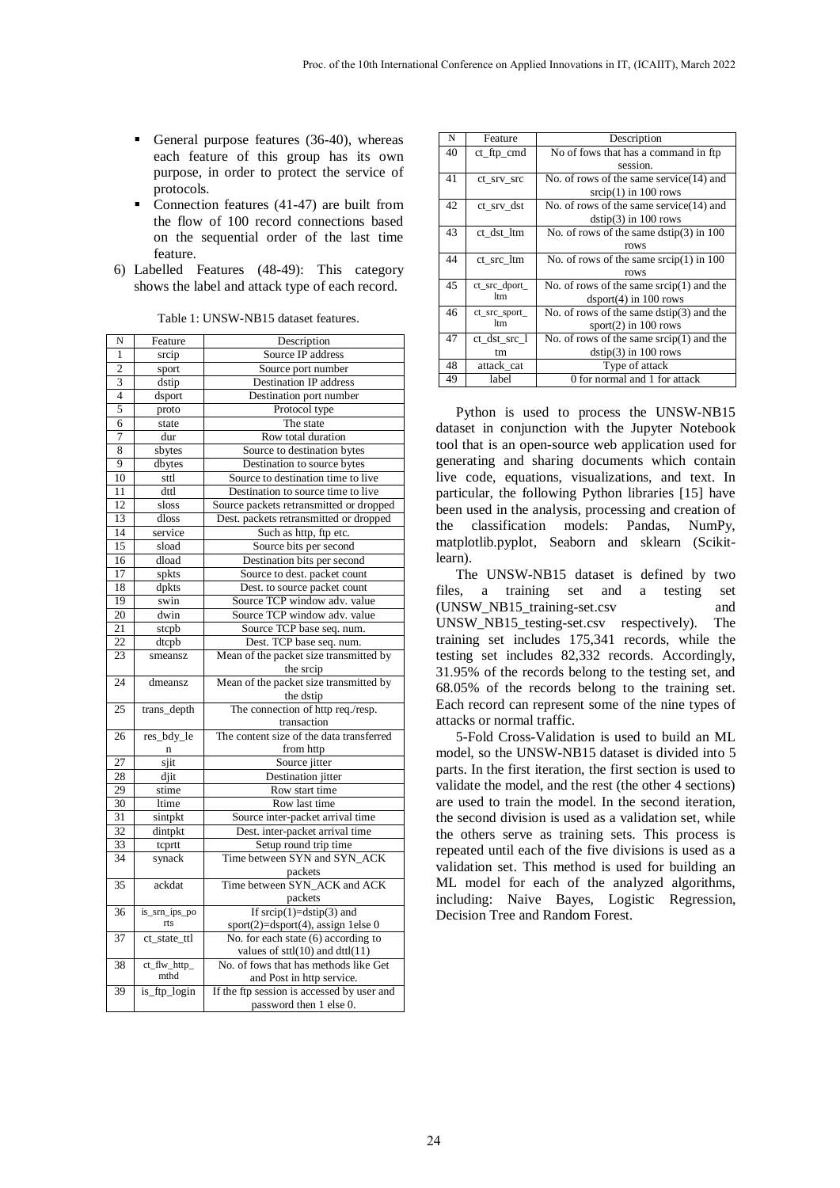- General purpose features (36-40), whereas each feature of this group has its own purpose, in order to protect the service of protocols.
- Connection features (41-47) are built from the flow of 100 record connections based on the sequential order of the last time feature.

6) Labelled Features (48-49): This category shows the label and attack type of each record.

Table 1: UNSW-NB15 dataset features.

| N | Feature | Description |
|---|---|---|
| 1 | srcip | Source IP address |
| 2 | sport | Source port number |
| 3 | dstip | Destination IP address |
| 4 | dsport | Destination port number |
| 5 | proto | Protocol type |
| 6 | state | The state |
| 7 | dur | Row total duration |
| 8 | sbytes | Source to destination bytes |
| 9 | dbytes | Destination to source bytes |
| 10 | sttl | Source to destination time to live |
| 11 | dttl | Destination to source time to live |
| 12 | sloss | Source packets retransmitted or dropped |
| 13 | dloss | Dest. packets retransmitted or dropped |
| 14 | service | Such as http, ftp etc. |
| 15 | sload | Source bits per second |
| 16 | dload | Destination bits per second |
| 17 | spkts | Source to dest. packet count |
| 18 | dpkts | Dest. to source packet count |
| 19 | swin | Source TCP window adv. value |
| 20 | dwin | Source TCP window adv. value |
| 21 | stcpb | Source TCP base seq. num. |
| 22 | dtcpb | Dest. TCP base seq. num. |
| 23 | smeansz | Mean of the packet size transmitted by the srcip |
| 24 | dmeansz | Mean of the packet size transmitted by the dstip |
| 25 | trans_depth | The connection of http req./resp. transaction |
| 26 | res_bdy_len | The content size of the data transferred from http |
| 27 | sjit | Source jitter |
| 28 | djit | Destination jitter |
| 29 | stime | Row start time |
| 30 | ltime | Row last time |
| 31 | sintpkt | Source inter-packet arrival time |
| 32 | dintpkt | Dest. inter-packet arrival time |
| 33 | tcprtt | Setup round trip time |
| 34 | synack | Time between SYN and SYN_ACK packets |
| 35 | ackdat | Time between SYN_ACK and ACK packets |
| 36 | is_srn_ips_ports | If srcip(1)=dstip(3) and sport(2)=dsport(4), assign 1else 0 |
| 37 | ct_state_ttl | No. for each state (6) according to values of sttl(10) and dttl(11) |
| 38 | ct_flw_http_mthd | No. of fows that has methods like Get and Post in http service. |
| 39 | is_ftp_login | If the ftp session is accessed by user and password then 1 else 0. |
| 40 | ct_ftp_cmd | No of fows that has a command in ftp session. |
| 41 | ct_srv_src | No. of rows of the same service(14) and srcip(1) in 100 rows |
| 42 | ct_srv_dst | No. of rows of the same service(14) and dstip(3) in 100 rows |
| 43 | ct_dst_ltm | No. of rows of the same dstip(3) in 100 rows |
| 44 | ct_src_ltm | No. of rows of the same srcip(1) in 100 rows |
| 45 | ct_src_dport_ltm | No. of rows of the same srcip(1) and the dsport(4) in 100 rows |
| 46 | ct_src_sport_ltm | No. of rows of the same dstip(3) and the sport(2) in 100 rows |
| 47 | ct_dst_src_ltm | No. of rows of the same srcip(1) and the dstip(3) in 100 rows |
| 48 | attack_cat | Type of attack |
| 49 | label | 0 for normal and 1 for attack |

Python is used to process the UNSW-NB15 dataset in conjunction with the Jupyter Notebook tool that is an open-source web application used for generating and sharing documents which contain live code, equations, visualizations, and text. In particular, the following Python libraries [15] have been used in the analysis, processing and creation of the classification models: Pandas, NumPy, matplotlib.pyplot, Seaborn and sklearn (Scikit-learn).

The UNSW-NB15 dataset is defined by two files, a training set and a testing set (UNSW_NB15_training-set.csv and UNSW_NB15_testing-set.csv respectively). The training set includes 175,341 records, while the testing set includes 82,332 records. Accordingly, 31.95% of the records belong to the testing set, and 68.05% of the records belong to the training set. Each record can represent some of the nine types of attacks or normal traffic.

5-Fold Cross-Validation is used to build an ML model, so the UNSW-NB15 dataset is divided into 5 parts. In the first iteration, the first section is used to validate the model, and the rest (the other 4 sections) are used to train the model. In the second iteration, the second division is used as a validation set, while the others serve as training sets. This process is repeated until each of the five divisions is used as a validation set. This method is used for building an ML model for each of the analyzed algorithms, including: Naive Bayes, Logistic Regression, Decision Tree and Random Forest.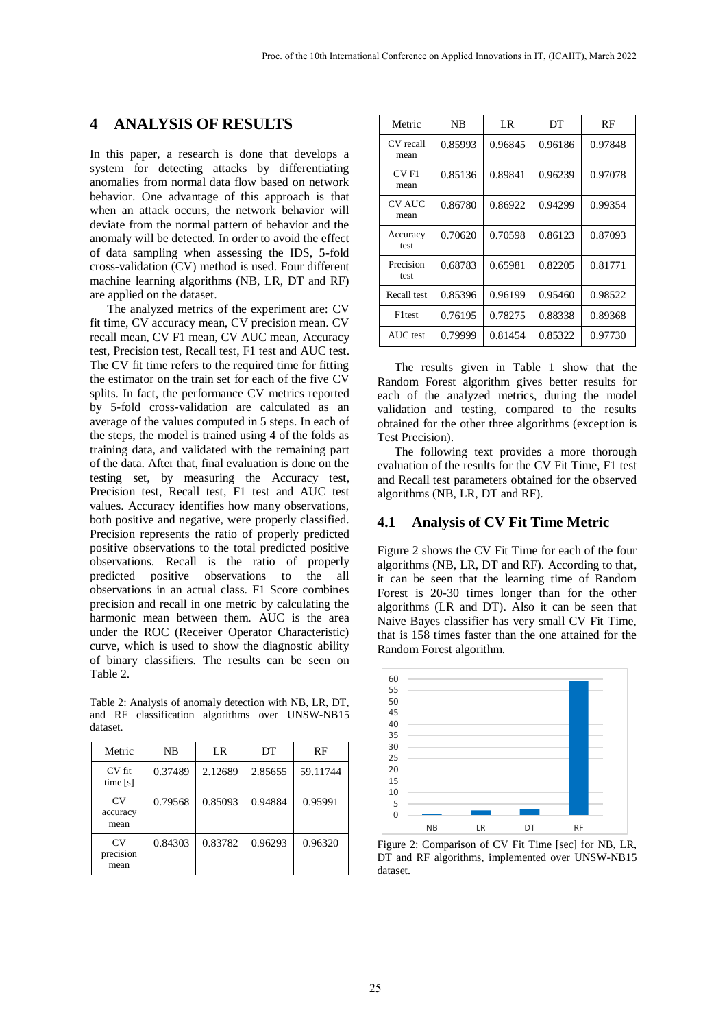## 4 ANALYSIS OF RESULTS

In this paper, a research is done that develops a system for detecting attacks by differentiating anomalies from normal data flow based on network behavior. One advantage of this approach is that when an attack occurs, the network behavior will deviate from the normal pattern of behavior and the anomaly will be detected. In order to avoid the effect of data sampling when assessing the IDS, 5-fold cross-validation (CV) method is used. Four different machine learning algorithms (NB, LR, DT and RF) are applied on the dataset.

The analyzed metrics of the experiment are: CV fit time, CV accuracy mean, CV precision mean. CV recall mean, CV F1 mean, CV AUC mean, Accuracy test, Precision test, Recall test, F1 test and AUC test. The CV fit time refers to the required time for fitting the estimator on the train set for each of the five CV splits. In fact, the performance CV metrics reported by 5-fold cross-validation are calculated as an average of the values computed in 5 steps. In each of the steps, the model is trained using 4 of the folds as training data, and validated with the remaining part of the data. After that, final evaluation is done on the testing set, by measuring the Accuracy test, Precision test, Recall test, F1 test and AUC test values. Accuracy identifies how many observations, both positive and negative, were properly classified. Precision represents the ratio of properly predicted positive observations to the total predicted positive observations. Recall is the ratio of properly predicted positive observations to the all observations in an actual class. F1 Score combines precision and recall in one metric by calculating the harmonic mean between them. AUC is the area under the ROC (Receiver Operator Characteristic) curve, which is used to show the diagnostic ability of binary classifiers. The results can be seen on Table 2.

Table 2: Analysis of anomaly detection with NB, LR, DT, and RF classification algorithms over UNSW-NB15 dataset.

| Metric | NB | LR | DT | RF |
|---|---|---|---|---|
| CV fit time [s] | 0.37489 | 2.12689 | 2.85655 | 59.11744 |
| CV accuracy mean | 0.79568 | 0.85093 | 0.94884 | 0.95991 |
| CV precision mean | 0.84303 | 0.83782 | 0.96293 | 0.96320 |
| CV recall mean | 0.85993 | 0.96845 | 0.96186 | 0.97848 |
| CV F1 mean | 0.85136 | 0.89841 | 0.96239 | 0.97078 |
| CV AUC mean | 0.86780 | 0.86922 | 0.94299 | 0.99354 |
| Accuracy test | 0.70620 | 0.70598 | 0.86123 | 0.87093 |
| Precision test | 0.68783 | 0.65981 | 0.82205 | 0.81771 |
| Recall test | 0.85396 | 0.96199 | 0.95460 | 0.98522 |
| F1test | 0.76195 | 0.78275 | 0.88338 | 0.89368 |
| AUC test | 0.79999 | 0.81454 | 0.85322 | 0.97730 |

The results given in Table 1 show that the Random Forest algorithm gives better results for each of the analyzed metrics, during the model validation and testing, compared to the results obtained for the other three algorithms (exception is Test Precision).

The following text provides a more thorough evaluation of the results for the CV Fit Time, F1 test and Recall test parameters obtained for the observed algorithms (NB, LR, DT and RF).

### 4.1 Analysis of CV Fit Time Metric

Figure 2 shows the CV Fit Time for each of the four algorithms (NB, LR, DT and RF). According to that, it can be seen that the learning time of Random Forest is 20-30 times longer than for the other algorithms (LR and DT). Also it can be seen that Naive Bayes classifier has very small CV Fit Time, that is 158 times faster than the one attained for the Random Forest algorithm.

Figure 2: Comparison of CV Fit Time [sec] for NB, LR, DT and RF algorithms, implemented over UNSW-NB15 dataset.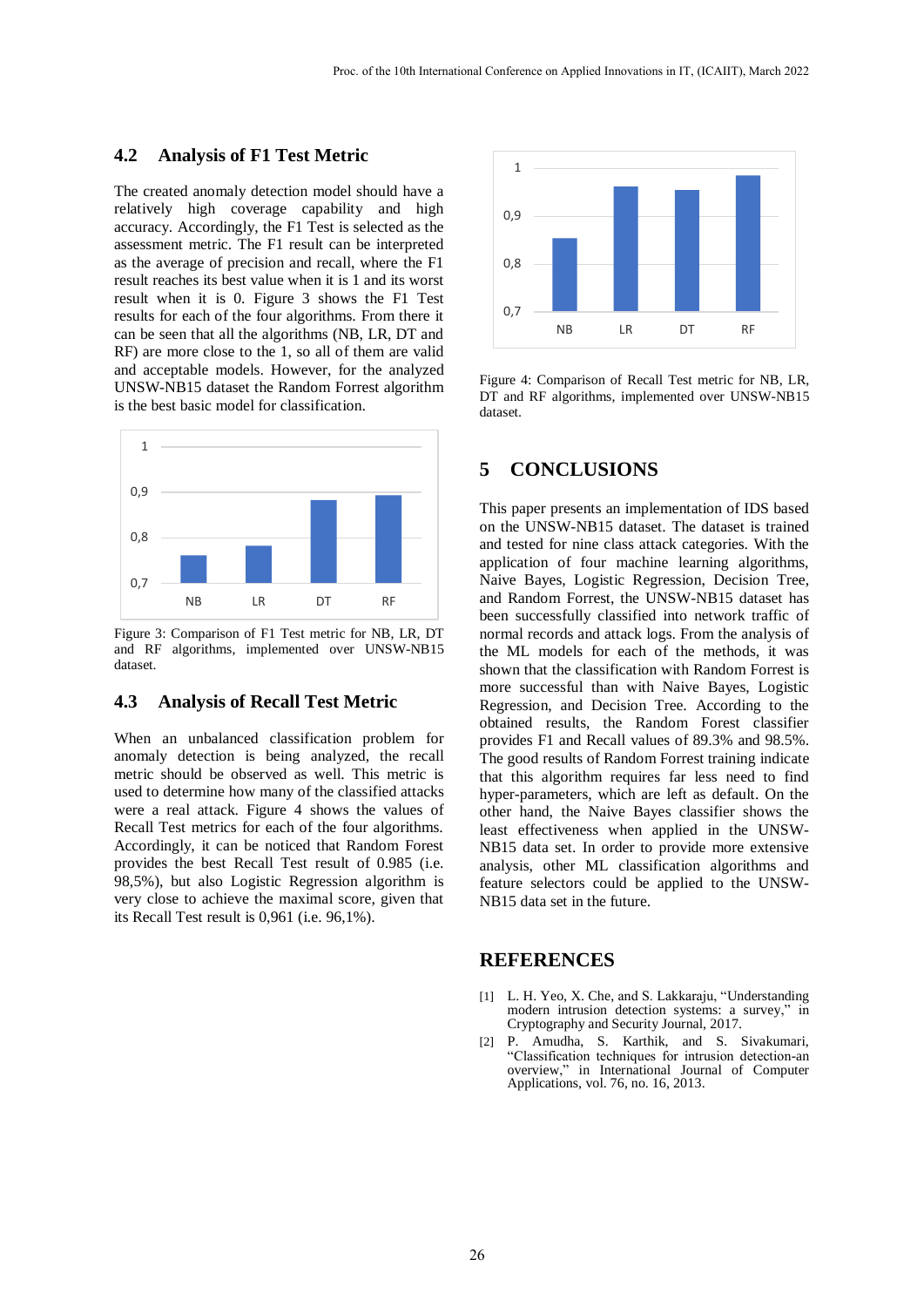### 4.2 Analysis of F1 Test Metric

The created anomaly detection model should have a relatively high coverage capability and high accuracy. Accordingly, the F1 Test is selected as the assessment metric. The F1 result can be interpreted as the average of precision and recall, where the F1 result reaches its best value when it is 1 and its worst result when it is 0. Figure 3 shows the F1 Test results for each of the four algorithms. From there it can be seen that all the algorithms (NB, LR, DT and RF) are more close to the 1, so all of them are valid and acceptable models. However, for the analyzed UNSW-NB15 dataset the Random Forrest algorithm is the best basic model for classification.

Figure 3: Comparison of F1 Test metric for NB, LR, DT and RF algorithms, implemented over UNSW-NB15 dataset.

### 4.3 Analysis of Recall Test Metric

When an unbalanced classification problem for anomaly detection is being analyzed, the recall metric should be observed as well. This metric is used to determine how many of the classified attacks were a real attack. Figure 4 shows the values of Recall Test metrics for each of the four algorithms. Accordingly, it can be noticed that Random Forest provides the best Recall Test result of 0.985 (i.e. 98,5%), but also Logistic Regression algorithm is very close to achieve the maximal score, given that its Recall Test result is 0,961 (i.e. 96,1%).

Figure 4: Comparison of Recall Test metric for NB, LR, DT and RF algorithms, implemented over UNSW-NB15 dataset.

## 5 CONCLUSIONS

This paper presents an implementation of IDS based on the UNSW-NB15 dataset. The dataset is trained and tested for nine class attack categories. With the application of four machine learning algorithms, Naive Bayes, Logistic Regression, Decision Tree, and Random Forrest, the UNSW-NB15 dataset has been successfully classified into network traffic of normal records and attack logs. From the analysis of the ML models for each of the methods, it was shown that the classification with Random Forrest is more successful than with Naive Bayes, Logistic Regression, and Decision Tree. According to the obtained results, the Random Forest classifier provides F1 and Recall values of 89.3% and 98.5%. The good results of Random Forrest training indicate that this algorithm requires far less need to find hyper-parameters, which are left as default. On the other hand, the Naive Bayes classifier shows the least effectiveness when applied in the UNSW-NB15 data set. In order to provide more extensive analysis, other ML classification algorithms and feature selectors could be applied to the UNSW-NB15 data set in the future.

## REFERENCES

[1] L. H. Yeo, X. Che, and S. Lakkaraju, "Understanding modern intrusion detection systems: a survey," in Cryptography and Security Journal, 2017.

[2] P. Amudha, S. Karthik, and S. Sivakumari, "Classification techniques for intrusion detection-an overview," in International Journal of Computer Applications, vol. 76, no. 16, 2013.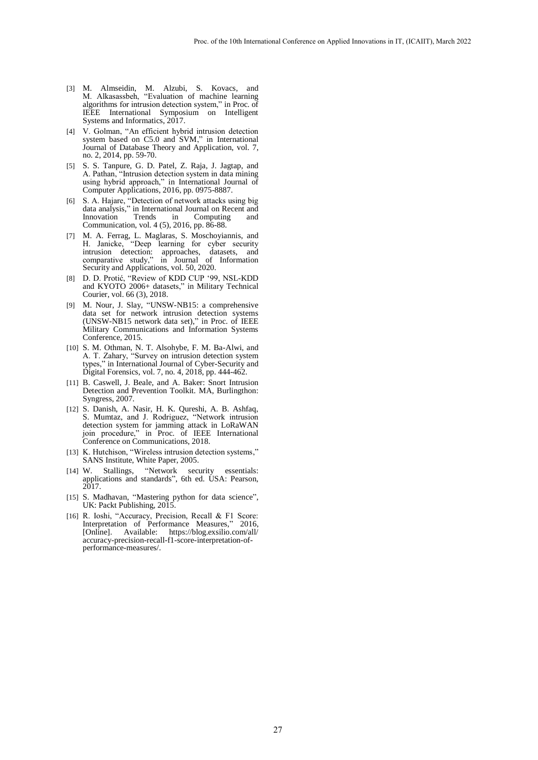[3] M. Almseidin, M. Alzubi, S. Kovacs, and M. Alkasassbeh, "Evaluation of machine learning algorithms for intrusion detection system," in Proc. of IEEE International Symposium on Intelligent Systems and Informatics, 2017.

[4] V. Golman, "An efficient hybrid intrusion detection system based on C5.0 and SVM," in International Journal of Database Theory and Application, vol. 7, no. 2, 2014, pp. 59-70.

[5] S. S. Tanpure, G. D. Patel, Z. Raja, J. Jagtap, and A. Pathan, "Intrusion detection system in data mining using hybrid approach," in International Journal of Computer Applications, 2016, pp. 0975-8887.

[6] S. A. Hajare, "Detection of network attacks using big data analysis," in International Journal on Recent and Innovation Trends in Computing and Communication, vol. 4 (5), 2016, pp. 86-88.

[7] M. A. Ferrag, L. Maglaras, S. Moschoyiannis, and H. Janicke, "Deep learning for cyber security intrusion detection: approaches, datasets, and comparative study," in Journal of Information Security and Applications, vol. 50, 2020.

[8] D. D. Protić, "Review of KDD CUP '99, NSL-KDD and KYOTO 2006+ datasets," in Military Technical Courier, vol. 66 (3), 2018.

[9] M. Nour, J. Slay, "UNSW-NB15: a comprehensive data set for network intrusion detection systems (UNSW-NB15 network data set)," in Proc. of IEEE Military Communications and Information Systems Conference, 2015.

[10] S. M. Othman, N. T. Alsohybe, F. M. Ba-Alwi, and A. T. Zahary, "Survey on intrusion detection system types," in International Journal of Cyber-Security and Digital Forensics, vol. 7, no. 4, 2018, pp. 444-462.

[11] B. Caswell, J. Beale, and A. Baker: Snort Intrusion Detection and Prevention Toolkit. MA, Burlingthon: Syngress, 2007.

[12] S. Danish, A. Nasir, H. K. Qureshi, A. B. Ashfaq, S. Mumtaz, and J. Rodriguez, "Network intrusion detection system for jamming attack in LoRaWAN join procedure," in Proc. of IEEE International Conference on Communications, 2018.

[13] K. Hutchison, "Wireless intrusion detection systems," SANS Institute, White Paper, 2005.

[14] W. Stallings, "Network security essentials: applications and standards", 6th ed. USA: Pearson, 2017.

[15] S. Madhavan, "Mastering python for data science", UK: Packt Publishing, 2015.

[16] R. Ioshi, "Accuracy, Precision, Recall & F1 Score: Interpretation of Performance Measures," 2016, [Online]. Available: https://blog.exsilio.com/all/accuracy-precision-recall-f1-score-interpretation-of-performance-measures/.